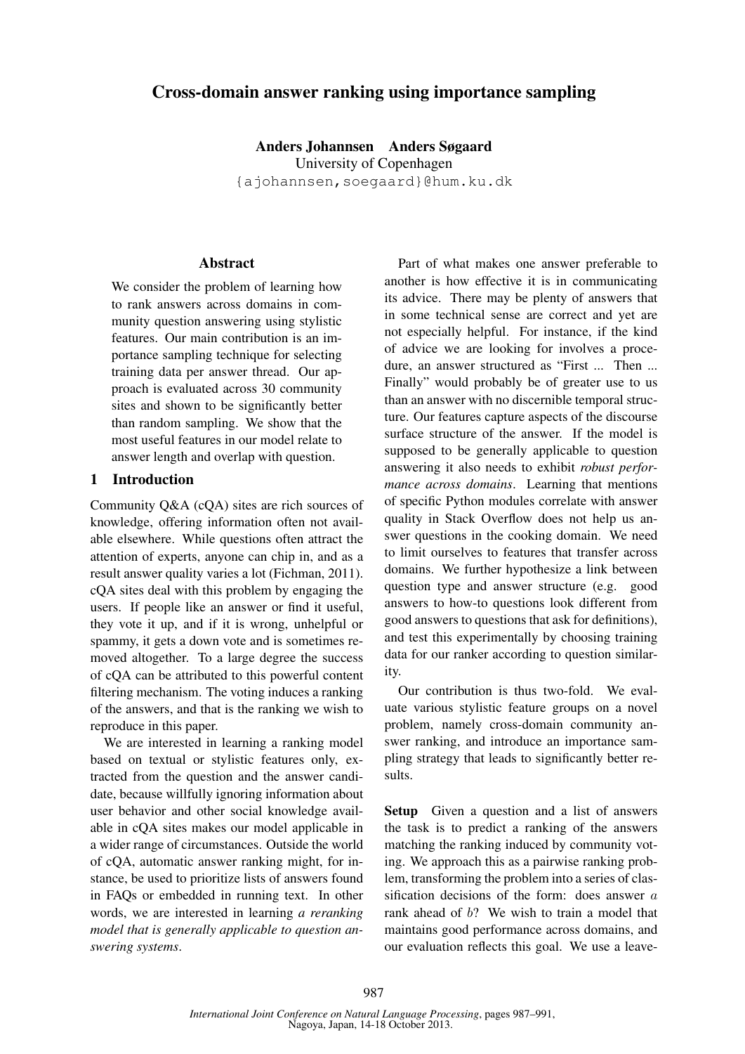# Cross-domain answer ranking using importance sampling

**Anders Johannsen Anders Søgaard**
University of Copenhagen
{ajohannsen,soegaard}@hum.ku.dk

## Abstract

We consider the problem of learning how to rank answers across domains in community question answering using stylistic features. Our main contribution is an importance sampling technique for selecting training data per answer thread. Our approach is evaluated across 30 community sites and shown to be significantly better than random sampling. We show that the most useful features in our model relate to answer length and overlap with question.

## 1 Introduction

Community Q&A (cQA) sites are rich sources of knowledge, offering information often not available elsewhere. While questions often attract the attention of experts, anyone can chip in, and as a result answer quality varies a lot (Fichman, 2011). cQA sites deal with this problem by engaging the users. If people like an answer or find it useful, they vote it up, and if it is wrong, unhelpful or spammy, it gets a down vote and is sometimes removed altogether. To a large degree the success of cQA can be attributed to this powerful content filtering mechanism. The voting induces a ranking of the answers, and that is the ranking we wish to reproduce in this paper.

We are interested in learning a ranking model based on textual or stylistic features only, extracted from the question and the answer candidate, because willfully ignoring information about user behavior and other social knowledge available in cQA sites makes our model applicable in a wider range of circumstances. Outside the world of cQA, automatic answer ranking might, for instance, be used to prioritize lists of answers found in FAQs or embedded in running text. In other words, we are interested in learning *a reranking model that is generally applicable to question answering systems*.

Part of what makes one answer preferable to another is how effective it is in communicating its advice. There may be plenty of answers that in some technical sense are correct and yet are not especially helpful. For instance, if the kind of advice we are looking for involves a procedure, an answer structured as "First ... Then ... Finally" would probably be of greater use to us than an answer with no discernible temporal structure. Our features capture aspects of the discourse surface structure of the answer. If the model is supposed to be generally applicable to question answering it also needs to exhibit *robust performance across domains*. Learning that mentions of specific Python modules correlate with answer quality in Stack Overflow does not help us answer questions in the cooking domain. We need to limit ourselves to features that transfer across domains. We further hypothesize a link between question type and answer structure (e.g. good answers to how-to questions look different from good answers to questions that ask for definitions), and test this experimentally by choosing training data for our ranker according to question similarity.

Our contribution is thus two-fold. We evaluate various stylistic feature groups on a novel problem, namely cross-domain community answer ranking, and introduce an importance sampling strategy that leads to significantly better results.

**Setup** Given a question and a list of answers the task is to predict a ranking of the answers matching the ranking induced by community voting. We approach this as a pairwise ranking problem, transforming the problem into a series of classification decisions of the form: does answer $a$ rank ahead of $b$? We wish to train a model that maintains good performance across domains, and our evaluation reflects this goal. We use a leave-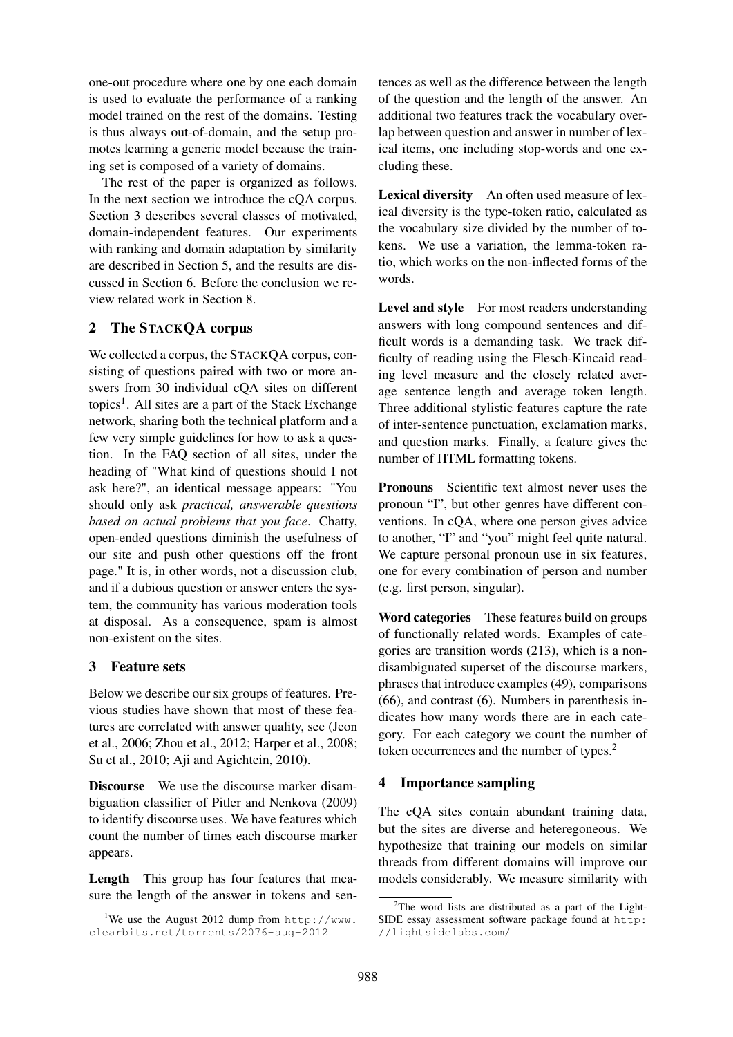one-out procedure where one by one each domain is used to evaluate the performance of a ranking model trained on the rest of the domains. Testing is thus always out-of-domain, and the setup promotes learning a generic model because the training set is composed of a variety of domains.

The rest of the paper is organized as follows. In the next section we introduce the cQA corpus. Section 3 describes several classes of motivated, domain-independent features. Our experiments with ranking and domain adaptation by similarity are described in Section 5, and the results are discussed in Section 6. Before the conclusion we review related work in Section 8.

## 2 The StackQA corpus

We collected a corpus, the StackQA corpus, consisting of questions paired with two or more answers from 30 individual cQA sites on different topics[1]. All sites are a part of the Stack Exchange network, sharing both the technical platform and a few very simple guidelines for how to ask a question. In the FAQ section of all sites, under the heading of "What kind of questions should I not ask here?", an identical message appears: "You should only ask *practical, answerable questions based on actual problems that you face*. Chatty, open-ended questions diminish the usefulness of our site and push other questions off the front page." It is, in other words, not a discussion club, and if a dubious question or answer enters the system, the community has various moderation tools at disposal. As a consequence, spam is almost non-existent on the sites.

## 3 Feature sets

Below we describe our six groups of features. Previous studies have shown that most of these features are correlated with answer quality, see (Jeon et al., 2006; Zhou et al., 2012; Harper et al., 2008; Su et al., 2010; Aji and Agichtein, 2010).

**Discourse** We use the discourse marker disambiguation classifier of Pitler and Nenkova (2009) to identify discourse uses. We have features which count the number of times each discourse marker appears.

**Length** This group has four features that measure the length of the answer in tokens and sentences as well as the difference between the length of the question and the length of the answer. An additional two features track the vocabulary overlap between question and answer in number of lexical items, one including stop-words and one excluding these.

**Lexical diversity** An often used measure of lexical diversity is the type-token ratio, calculated as the vocabulary size divided by the number of tokens. We use a variation, the lemma-token ratio, which works on the non-inflected forms of the words.

**Level and style** For most readers understanding answers with long compound sentences and difficult words is a demanding task. We track difficulty of reading using the Flesch-Kincaid reading level measure and the closely related average sentence length and average token length. Three additional stylistic features capture the rate of inter-sentence punctuation, exclamation marks, and question marks. Finally, a feature gives the number of HTML formatting tokens.

**Pronouns** Scientific text almost never uses the pronoun "I", but other genres have different conventions. In cQA, where one person gives advice to another, "I" and "you" might feel quite natural. We capture personal pronoun use in six features, one for every combination of person and number (e.g. first person, singular).

**Word categories** These features build on groups of functionally related words. Examples of categories are transition words (213), which is a non-disambiguated superset of the discourse markers, phrases that introduce examples (49), comparisons (66), and contrast (6). Numbers in parenthesis indicates how many words there are in each category. For each category we count the number of token occurrences and the number of types.[2]

## 4 Importance sampling

The cQA sites contain abundant training data, but the sites are diverse and heteregoneous. We hypothesize that training our models on similar threads from different domains will improve our models considerably. We measure similarity with

[1] We use the August 2012 dump from http://www.clearbits.net/torrents/2076-aug-2012

[2] The word lists are distributed as a part of the LightSIDE essay assessment software package found at http://lightsidelabs.com/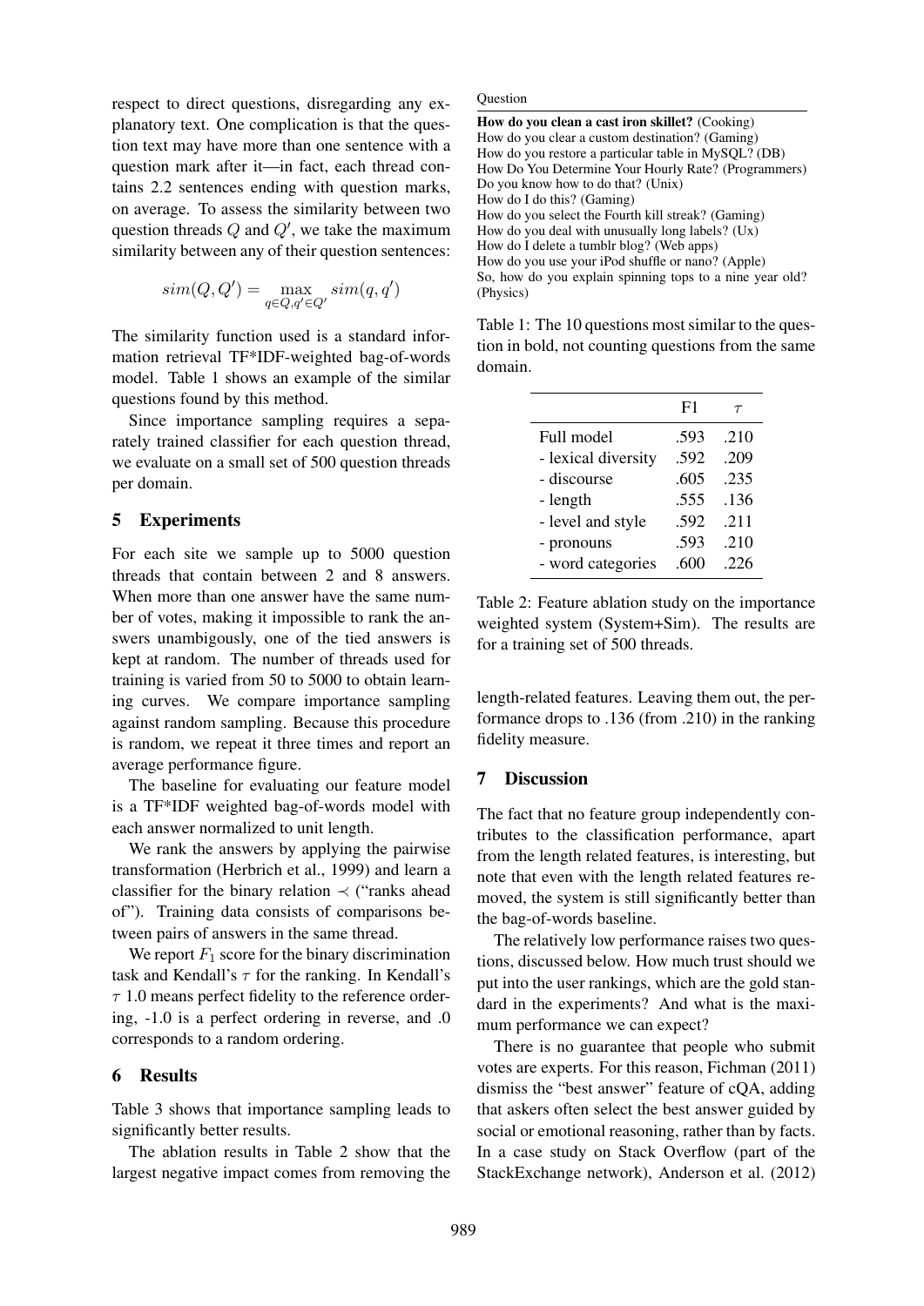respect to direct questions, disregarding any explanatory text. One complication is that the question text may have more than one sentence with a question mark after it—in fact, each thread contains 2.2 sentences ending with question marks, on average. To assess the similarity between two question threads $Q$ and $Q'$, we take the maximum similarity between any of their question sentences:

$$sim(Q, Q') = \max_{q \in Q, q' \in Q'} sim(q, q')$$

The similarity function used is a standard information retrieval TF*IDF-weighted bag-of-words model. Table 1 shows an example of the similar questions found by this method.

Since importance sampling requires a separately trained classifier for each question thread, we evaluate on a small set of 500 question threads per domain.

## 5 Experiments

For each site we sample up to 5000 question threads that contain between 2 and 8 answers. When more than one answer have the same number of votes, making it impossible to rank the answers unambigously, one of the tied answers is kept at random. The number of threads used for training is varied from 50 to 5000 to obtain learning curves. We compare importance sampling against random sampling. Because this procedure is random, we repeat it three times and report an average performance figure.

The baseline for evaluating our feature model is a TF*IDF weighted bag-of-words model with each answer normalized to unit length.

We rank the answers by applying the pairwise transformation (Herbrich et al., 1999) and learn a classifier for the binary relation $\prec$ ("ranks ahead of"). Training data consists of comparisons between pairs of answers in the same thread.

We report $F_1$ score for the binary discrimination task and Kendall's $\tau$ for the ranking. In Kendall's $\tau$ 1.0 means perfect fidelity to the reference ordering, -1.0 is a perfect ordering in reverse, and .0 corresponds to a random ordering.

## 6 Results

Table 3 shows that importance sampling leads to significantly better results.

The ablation results in Table 2 show that the largest negative impact comes from removing the length-related features. Leaving them out, the performance drops to .136 (from .210) in the ranking fidelity measure.

| Question |
|---|
| **How do you clean a cast iron skillet?** (Cooking) |
| How do you clear a custom destination? (Gaming) |
| How do you restore a particular table in MySQL? (DB) |
| How Do You Determine Your Hourly Rate? (Programmers) |
| Do you know how to do that? (Unix) |
| How do I do this? (Gaming) |
| How do you select the Fourth kill streak? (Gaming) |
| How do you deal with unusually long labels? (Ux) |
| How do I delete a tumblr blog? (Web apps) |
| How do you use your iPod shuffle or nano? (Apple) |
| So, how do you explain spinning tops to a nine year old? (Physics) |

Table 1: The 10 questions most similar to the question in bold, not counting questions from the same domain.

| | F1 | $\tau$ |
|---|---|---|
| Full model | .593 | .210 |
| - lexical diversity | .592 | .209 |
| - discourse | .605 | .235 |
| - length | .555 | .136 |
| - level and style | .592 | .211 |
| - pronouns | .593 | .210 |
| - word categories | .600 | .226 |

Table 2: Feature ablation study on the importance weighted system (System+Sim). The results are for a training set of 500 threads.

## 7 Discussion

The fact that no feature group independently contributes to the classification performance, apart from the length related features, is interesting, but note that even with the length related features removed, the system is still significantly better than the bag-of-words baseline.

The relatively low performance raises two questions, discussed below. How much trust should we put into the user rankings, which are the gold standard in the experiments? And what is the maximum performance we can expect?

There is no guarantee that people who submit votes are experts. For this reason, Fichman (2011) dismiss the "best answer" feature of cQA, adding that askers often select the best answer guided by social or emotional reasoning, rather than by facts. In a case study on Stack Overflow (part of the StackExchange network), Anderson et al. (2012)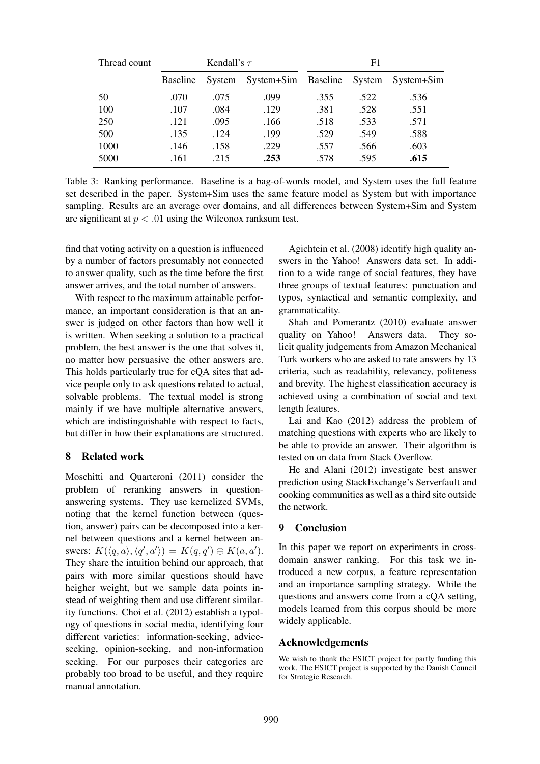| Thread count | Kendall's $\tau$ | | | F1 | | |
|---|---|---|---|---|---|---|
| | Baseline | System | System+Sim | Baseline | System | System+Sim |
| 50 | .070 | .075 | .099 | .355 | .522 | .536 |
| 100 | .107 | .084 | .129 | .381 | .528 | .551 |
| 250 | .121 | .095 | .166 | .518 | .533 | .571 |
| 500 | .135 | .124 | .199 | .529 | .549 | .588 |
| 1000 | .146 | .158 | .229 | .557 | .566 | .603 |
| 5000 | .161 | .215 | **.253** | .578 | .595 | **.615** |

Table 3: Ranking performance. Baseline is a bag-of-words model, and System uses the full feature set described in the paper. System+Sim uses the same feature model as System but with importance sampling. Results are an average over domains, and all differences between System+Sim and System are significant at $p < .01$ using the Wilconox ranksum test.

find that voting activity on a question is influenced by a number of factors presumably not connected to answer quality, such as the time before the first answer arrives, and the total number of answers.

With respect to the maximum attainable performance, an important consideration is that an answer is judged on other factors than how well it is written. When seeking a solution to a practical problem, the best answer is the one that solves it, no matter how persuasive the other answers are. This holds particularly true for cQA sites that advice people only to ask questions related to actual, solvable problems. The textual model is strong mainly if we have multiple alternative answers, which are indistinguishable with respect to facts, but differ in how their explanations are structured.

## 8 Related work

Moschitti and Quarteroni (2011) consider the problem of reranking answers in question-answering systems. They use kernelized SVMs, noting that the kernel function between (question, answer) pairs can be decomposed into a kernel between questions and a kernel between answers: $K(\langle q, a\rangle, \langle q', a'\rangle) = K(q, q') \oplus K(a, a')$. They share the intuition behind our approach, that pairs with more similar questions should have heigher weight, but we sample data points instead of weighting them and use different similarity functions. Choi et al. (2012) establish a typology of questions in social media, identifying four different varieties: information-seeking, advice-seeking, opinion-seeking, and non-information seeking. For our purposes their categories are probably too broad to be useful, and they require manual annotation.

Agichtein et al. (2008) identify high quality answers in the Yahoo! Answers data set. In addition to a wide range of social features, they have three groups of textual features: punctuation and typos, syntactical and semantic complexity, and grammaticality.

Shah and Pomerantz (2010) evaluate answer quality on Yahoo! Answers data. They solicit quality judgements from Amazon Mechanical Turk workers who are asked to rate answers by 13 criteria, such as readability, relevancy, politeness and brevity. The highest classification accuracy is achieved using a combination of social and text length features.

Lai and Kao (2012) address the problem of matching questions with experts who are likely to be able to provide an answer. Their algorithm is tested on on data from Stack Overflow.

He and Alani (2012) investigate best answer prediction using StackExchange's Serverfault and cooking communities as well as a third site outside the network.

## 9 Conclusion

In this paper we report on experiments in cross-domain answer ranking. For this task we introduced a new corpus, a feature representation and an importance sampling strategy. While the questions and answers come from a cQA setting, models learned from this corpus should be more widely applicable.

## Acknowledgements

We wish to thank the ESICT project for partly funding this work. The ESICT project is supported by the Danish Council for Strategic Research.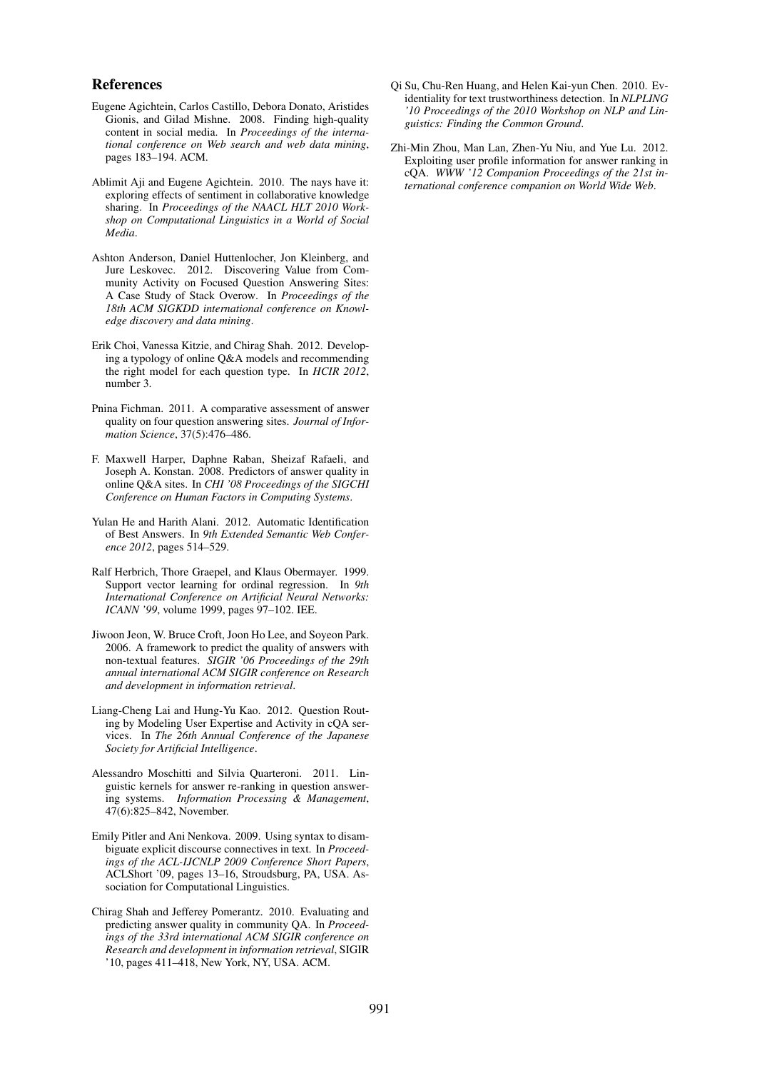## References

Eugene Agichtein, Carlos Castillo, Debora Donato, Aristides Gionis, and Gilad Mishne. 2008. Finding high-quality content in social media. In *Proceedings of the international conference on Web search and web data mining*, pages 183–194. ACM.

Ablimit Aji and Eugene Agichtein. 2010. The nays have it: exploring effects of sentiment in collaborative knowledge sharing. In *Proceedings of the NAACL HLT 2010 Workshop on Computational Linguistics in a World of Social Media*.

Ashton Anderson, Daniel Huttenlocher, Jon Kleinberg, and Jure Leskovec. 2012. Discovering Value from Community Activity on Focused Question Answering Sites: A Case Study of Stack Overow. In *Proceedings of the 18th ACM SIGKDD international conference on Knowledge discovery and data mining*.

Erik Choi, Vanessa Kitzie, and Chirag Shah. 2012. Developing a typology of online Q&A models and recommending the right model for each question type. In *HCIR 2012*, number 3.

Pnina Fichman. 2011. A comparative assessment of answer quality on four question answering sites. *Journal of Information Science*, 37(5):476–486.

F. Maxwell Harper, Daphne Raban, Sheizaf Rafaeli, and Joseph A. Konstan. 2008. Predictors of answer quality in online Q&A sites. In *CHI '08 Proceedings of the SIGCHI Conference on Human Factors in Computing Systems*.

Yulan He and Harith Alani. 2012. Automatic Identification of Best Answers. In *9th Extended Semantic Web Conference 2012*, pages 514–529.

Ralf Herbrich, Thore Graepel, and Klaus Obermayer. 1999. Support vector learning for ordinal regression. In *9th International Conference on Artificial Neural Networks: ICANN '99*, volume 1999, pages 97–102. IEE.

Jiwoon Jeon, W. Bruce Croft, Joon Ho Lee, and Soyeon Park. 2006. A framework to predict the quality of answers with non-textual features. *SIGIR '06 Proceedings of the 29th annual international ACM SIGIR conference on Research and development in information retrieval*.

Liang-Cheng Lai and Hung-Yu Kao. 2012. Question Routing by Modeling User Expertise and Activity in cQA services. In *The 26th Annual Conference of the Japanese Society for Artificial Intelligence*.

Alessandro Moschitti and Silvia Quarteroni. 2011. Linguistic kernels for answer re-ranking in question answering systems. *Information Processing & Management*, 47(6):825–842, November.

Emily Pitler and Ani Nenkova. 2009. Using syntax to disambiguate explicit discourse connectives in text. In *Proceedings of the ACL-IJCNLP 2009 Conference Short Papers*, ACLShort '09, pages 13–16, Stroudsburg, PA, USA. Association for Computational Linguistics.

Chirag Shah and Jefferey Pomerantz. 2010. Evaluating and predicting answer quality in community QA. In *Proceedings of the 33rd international ACM SIGIR conference on Research and development in information retrieval*, SIGIR '10, pages 411–418, New York, NY, USA. ACM.

Qi Su, Chu-Ren Huang, and Helen Kai-yun Chen. 2010. Evidentiality for text trustworthiness detection. In *NLPLING '10 Proceedings of the 2010 Workshop on NLP and Linguistics: Finding the Common Ground*.

Zhi-Min Zhou, Man Lan, Zhen-Yu Niu, and Yue Lu. 2012. Exploiting user profile information for answer ranking in cQA. *WWW '12 Companion Proceedings of the 21st international conference companion on World Wide Web*.